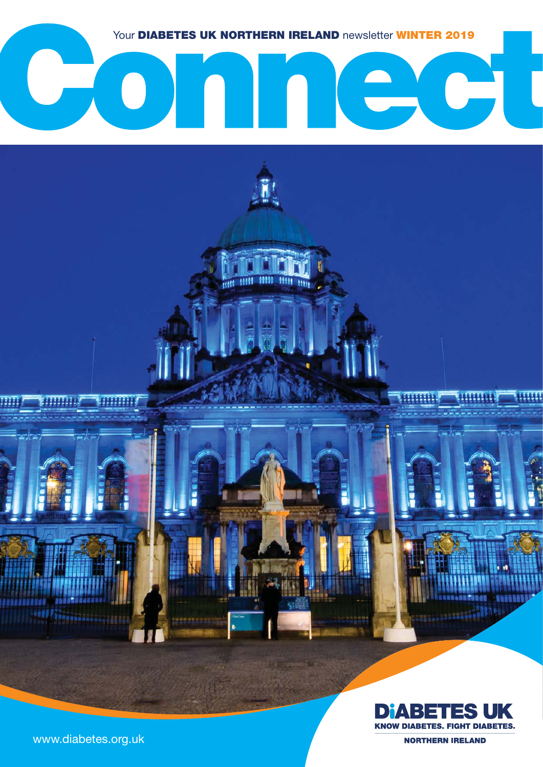Your **DIABETES UK NORTHERN IRELAND** newsletter **WINTER 2019**

# Connect

**DIABETES UK**
**KNOW DIABETES. FIGHT DIABETES.**
**NORTHERN IRELAND**

www.diabetes.org.uk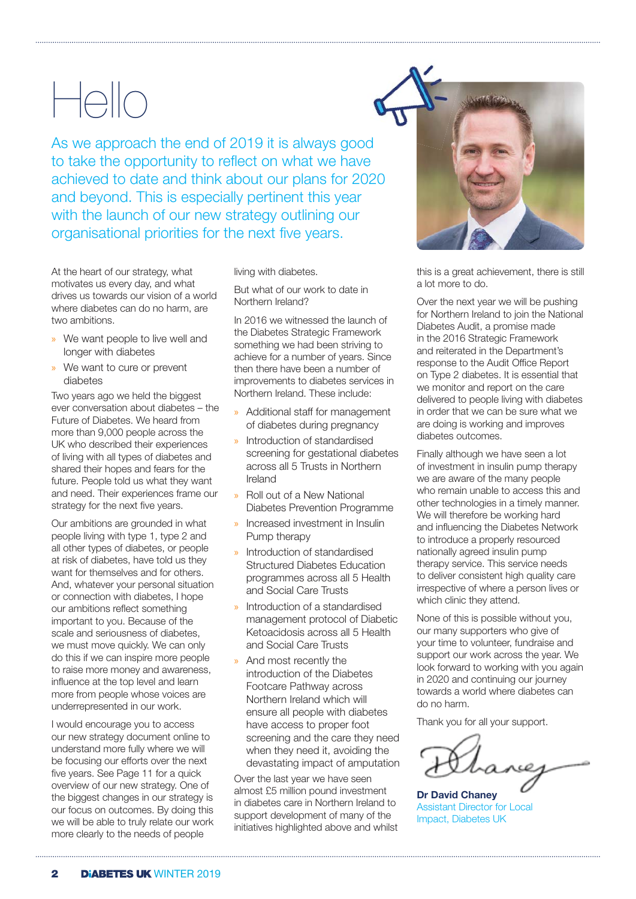# Hello

As we approach the end of 2019 it is always good to take the opportunity to reflect on what we have achieved to date and think about our plans for 2020 and beyond. This is especially pertinent this year with the launch of our new strategy outlining our organisational priorities for the next five years.

At the heart of our strategy, what motivates us every day, and what drives us towards our vision of a world where diabetes can do no harm, are two ambitions.

- We want people to live well and longer with diabetes
- We want to cure or prevent diabetes

Two years ago we held the biggest ever conversation about diabetes – the Future of Diabetes. We heard from more than 9,000 people across the UK who described their experiences of living with all types of diabetes and shared their hopes and fears for the future. People told us what they want and need. Their experiences frame our strategy for the next five years.

Our ambitions are grounded in what people living with type 1, type 2 and all other types of diabetes, or people at risk of diabetes, have told us they want for themselves and for others. And, whatever your personal situation or connection with diabetes, I hope our ambitions reflect something important to you. Because of the scale and seriousness of diabetes, we must move quickly. We can only do this if we can inspire more people to raise more money and awareness, influence at the top level and learn more from people whose voices are underrepresented in our work.

I would encourage you to access our new strategy document online to understand more fully where we will be focusing our efforts over the next five years. See Page 11 for a quick overview of our new strategy. One of the biggest changes in our strategy is our focus on outcomes. By doing this we will be able to truly relate our work more clearly to the needs of people living with diabetes.

But what of our work to date in Northern Ireland?

In 2016 we witnessed the launch of the Diabetes Strategic Framework something we had been striving to achieve for a number of years. Since then there have been a number of improvements to diabetes services in Northern Ireland. These include:

- Additional staff for management of diabetes during pregnancy
- Introduction of standardised screening for gestational diabetes across all 5 Trusts in Northern Ireland
- Roll out of a New National Diabetes Prevention Programme
- Increased investment in Insulin Pump therapy
- Introduction of standardised Structured Diabetes Education programmes across all 5 Health and Social Care Trusts
- Introduction of a standardised management protocol of Diabetic Ketoacidosis across all 5 Health and Social Care Trusts
- And most recently the introduction of the Diabetes Footcare Pathway across Northern Ireland which will ensure all people with diabetes have access to proper foot screening and the care they need when they need it, avoiding the devastating impact of amputation

Over the last year we have seen almost £5 million pound investment in diabetes care in Northern Ireland to support development of many of the initiatives highlighted above and whilst this is a great achievement, there is still a lot more to do.

Over the next year we will be pushing for Northern Ireland to join the National Diabetes Audit, a promise made in the 2016 Strategic Framework and reiterated in the Department's response to the Audit Office Report on Type 2 diabetes. It is essential that we monitor and report on the care delivered to people living with diabetes in order that we can be sure what we are doing is working and improves diabetes outcomes.

Finally although we have seen a lot of investment in insulin pump therapy we are aware of the many people who remain unable to access this and other technologies in a timely manner. We will therefore be working hard and influencing the Diabetes Network to introduce a properly resourced nationally agreed insulin pump therapy service. This service needs to deliver consistent high quality care irrespective of where a person lives or which clinic they attend.

None of this is possible without you, our many supporters who give of your time to volunteer, fundraise and support our work across the year. We look forward to working with you again in 2020 and continuing our journey towards a world where diabetes can do no harm.

Thank you for all your support.

**Dr David Chaney**
Assistant Director for Local Impact, Diabetes UK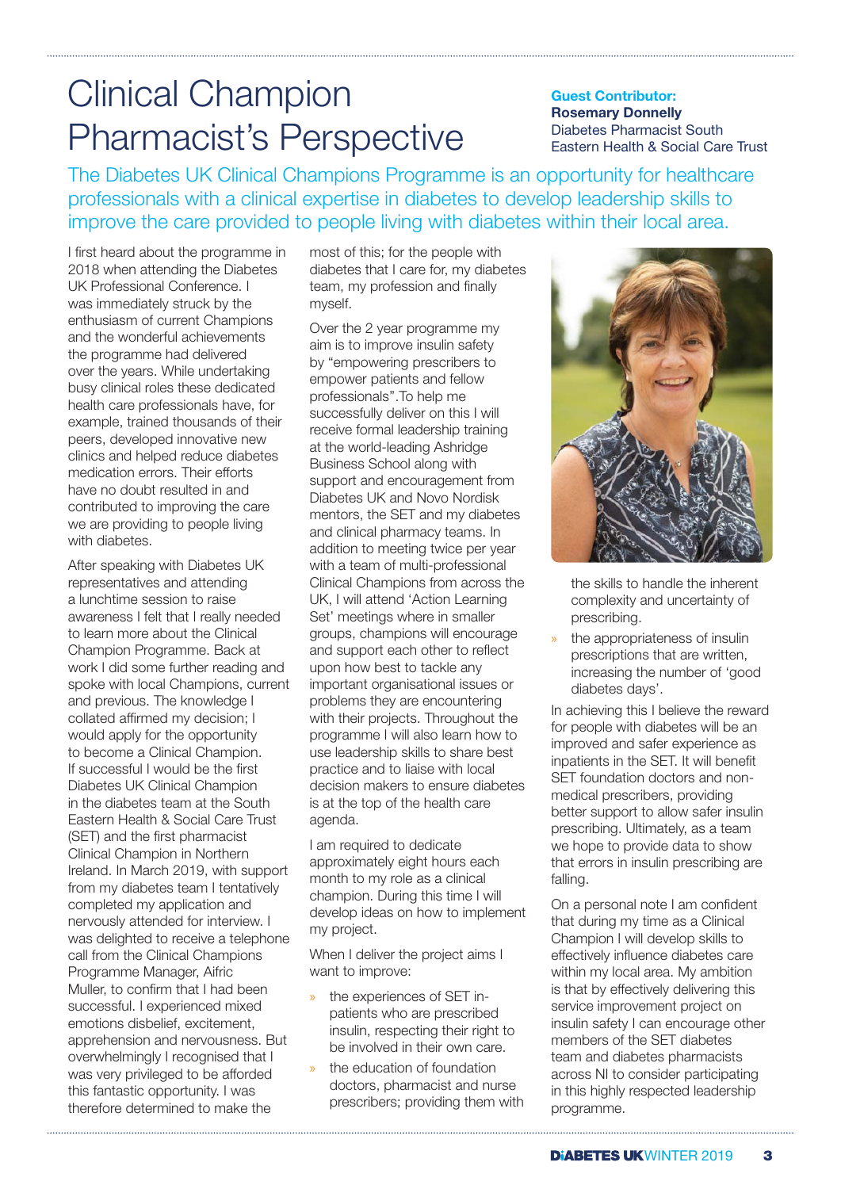# Clinical Champion Pharmacist's Perspective

**Guest Contributor:**
**Rosemary Donnelly**
Diabetes Pharmacist South Eastern Health & Social Care Trust

The Diabetes UK Clinical Champions Programme is an opportunity for healthcare professionals with a clinical expertise in diabetes to develop leadership skills to improve the care provided to people living with diabetes within their local area.

I first heard about the programme in 2018 when attending the Diabetes UK Professional Conference. I was immediately struck by the enthusiasm of current Champions and the wonderful achievements the programme had delivered over the years. While undertaking busy clinical roles these dedicated health care professionals have, for example, trained thousands of their peers, developed innovative new clinics and helped reduce diabetes medication errors. Their efforts have no doubt resulted in and contributed to improving the care we are providing to people living with diabetes.

After speaking with Diabetes UK representatives and attending a lunchtime session to raise awareness I felt that I really needed to learn more about the Clinical Champion Programme. Back at work I did some further reading and spoke with local Champions, current and previous. The knowledge I collated affirmed my decision; I would apply for the opportunity to become a Clinical Champion. If successful I would be the first Diabetes UK Clinical Champion in the diabetes team at the South Eastern Health & Social Care Trust (SET) and the first pharmacist Clinical Champion in Northern Ireland. In March 2019, with support from my diabetes team I tentatively completed my application and nervously attended for interview. I was delighted to receive a telephone call from the Clinical Champions Programme Manager, Aifric Muller, to confirm that I had been successful. I experienced mixed emotions disbelief, excitement, apprehension and nervousness. But overwhelmingly I recognised that I was very privileged to be afforded this fantastic opportunity. I was therefore determined to make the most of this; for the people with diabetes that I care for, my diabetes team, my profession and finally myself.

Over the 2 year programme my aim is to improve insulin safety by "empowering prescribers to empower patients and fellow professionals". To help me successfully deliver on this I will receive formal leadership training at the world-leading Ashridge Business School along with support and encouragement from Diabetes UK and Novo Nordisk mentors, the SET and my diabetes and clinical pharmacy teams. In addition to meeting twice per year with a team of multi-professional Clinical Champions from across the UK, I will attend 'Action Learning Set' meetings where in smaller groups, champions will encourage and support each other to reflect upon how best to tackle any important organisational issues or problems they are encountering with their projects. Throughout the programme I will also learn how to use leadership skills to share best practice and to liaise with local decision makers to ensure diabetes is at the top of the health care agenda.

I am required to dedicate approximately eight hours each month to my role as a clinical champion. During this time I will develop ideas on how to implement my project.

When I deliver the project aims I want to improve:

- the experiences of SET in-patients who are prescribed insulin, respecting their right to be involved in their own care.
- the education of foundation doctors, pharmacist and nurse prescribers; providing them with the skills to handle the inherent complexity and uncertainty of prescribing.
- the appropriateness of insulin prescriptions that are written, increasing the number of 'good diabetes days'.

In achieving this I believe the reward for people with diabetes will be an improved and safer experience as inpatients in the SET. It will benefit SET foundation doctors and non-medical prescribers, providing better support to allow safer insulin prescribing. Ultimately, as a team we hope to provide data to show that errors in insulin prescribing are falling.

On a personal note I am confident that during my time as a Clinical Champion I will develop skills to effectively influence diabetes care within my local area. My ambition is that by effectively delivering this service improvement project on insulin safety I can encourage other members of the SET diabetes team and diabetes pharmacists across NI to consider participating in this highly respected leadership programme.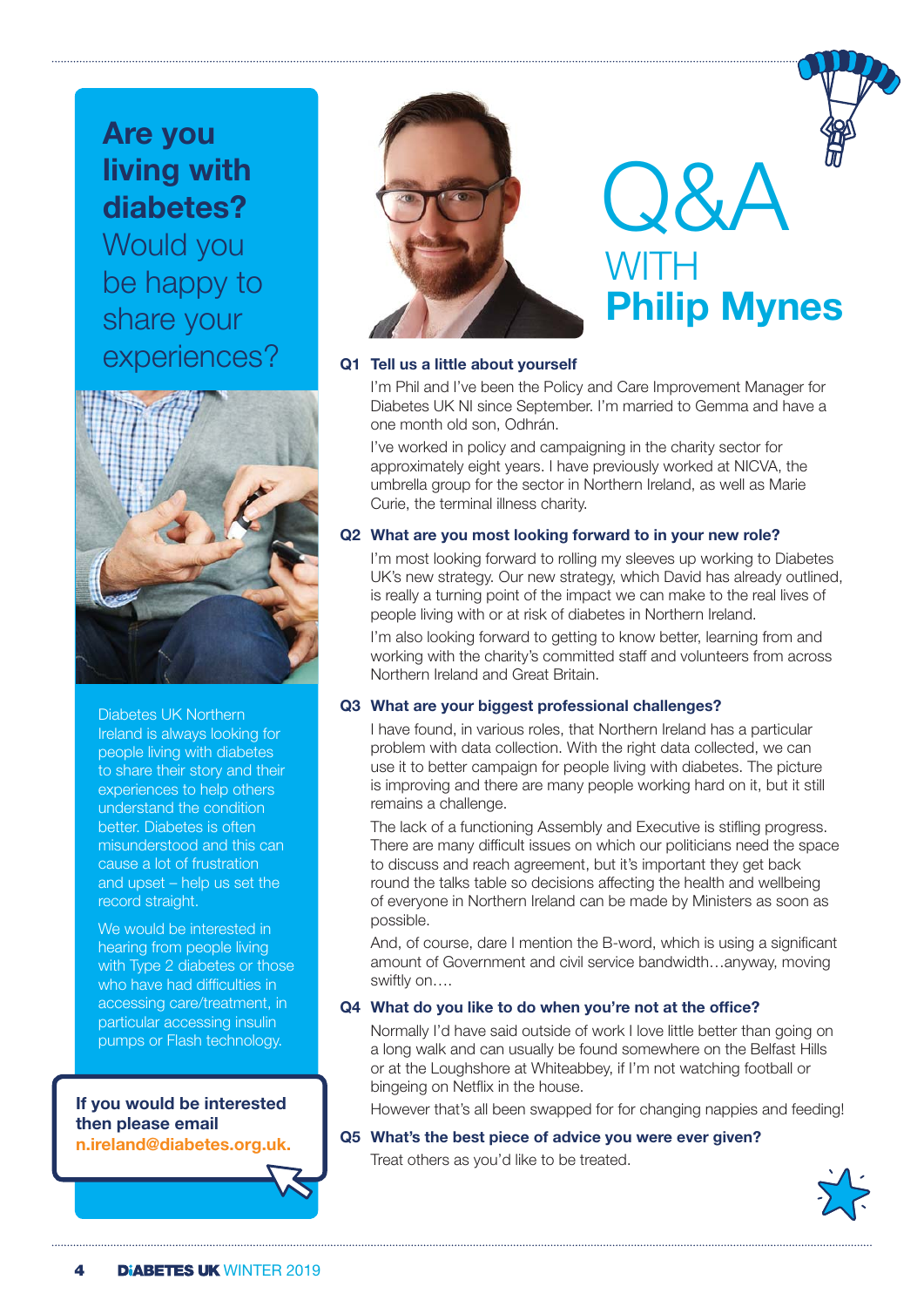## Are you living with diabetes?

Would you be happy to share your experiences?

Diabetes UK Northern Ireland is always looking for people living with diabetes to share their story and their experiences to help others understand the condition better. Diabetes is often misunderstood and this can cause a lot of frustration and upset – help us set the record straight.

We would be interested in hearing from people living with Type 2 diabetes or those who have had difficulties in accessing care/treatment, in particular accessing insulin pumps or Flash technology.

**If you would be interested then please email n.ireland@diabetes.org.uk.**

# Q&A WITH Philip Mynes

### Q1 Tell us a little about yourself

I'm Phil and I've been the Policy and Care Improvement Manager for Diabetes UK NI since September. I'm married to Gemma and have a one month old son, Odhrán.

I've worked in policy and campaigning in the charity sector for approximately eight years. I have previously worked at NICVA, the umbrella group for the sector in Northern Ireland, as well as Marie Curie, the terminal illness charity.

### Q2 What are you most looking forward to in your new role?

I'm most looking forward to rolling my sleeves up working to Diabetes UK's new strategy. Our new strategy, which David has already outlined, is really a turning point of the impact we can make to the real lives of people living with or at risk of diabetes in Northern Ireland.

I'm also looking forward to getting to know better, learning from and working with the charity's committed staff and volunteers from across Northern Ireland and Great Britain.

### Q3 What are your biggest professional challenges?

I have found, in various roles, that Northern Ireland has a particular problem with data collection. With the right data collected, we can use it to better campaign for people living with diabetes. The picture is improving and there are many people working hard on it, but it still remains a challenge.

The lack of a functioning Assembly and Executive is stifling progress. There are many difficult issues on which our politicians need the space to discuss and reach agreement, but it's important they get back round the talks table so decisions affecting the health and wellbeing of everyone in Northern Ireland can be made by Ministers as soon as possible.

And, of course, dare I mention the B-word, which is using a significant amount of Government and civil service bandwidth…anyway, moving swiftly on….

### Q4 What do you like to do when you're not at the office?

Normally I'd have said outside of work I love little better than going on a long walk and can usually be found somewhere on the Belfast Hills or at the Loughshore at Whiteabbey, if I'm not watching football or bingeing on Netflix in the house.

However that's all been swapped for for changing nappies and feeding!

### Q5 What's the best piece of advice you were ever given?

Treat others as you'd like to be treated.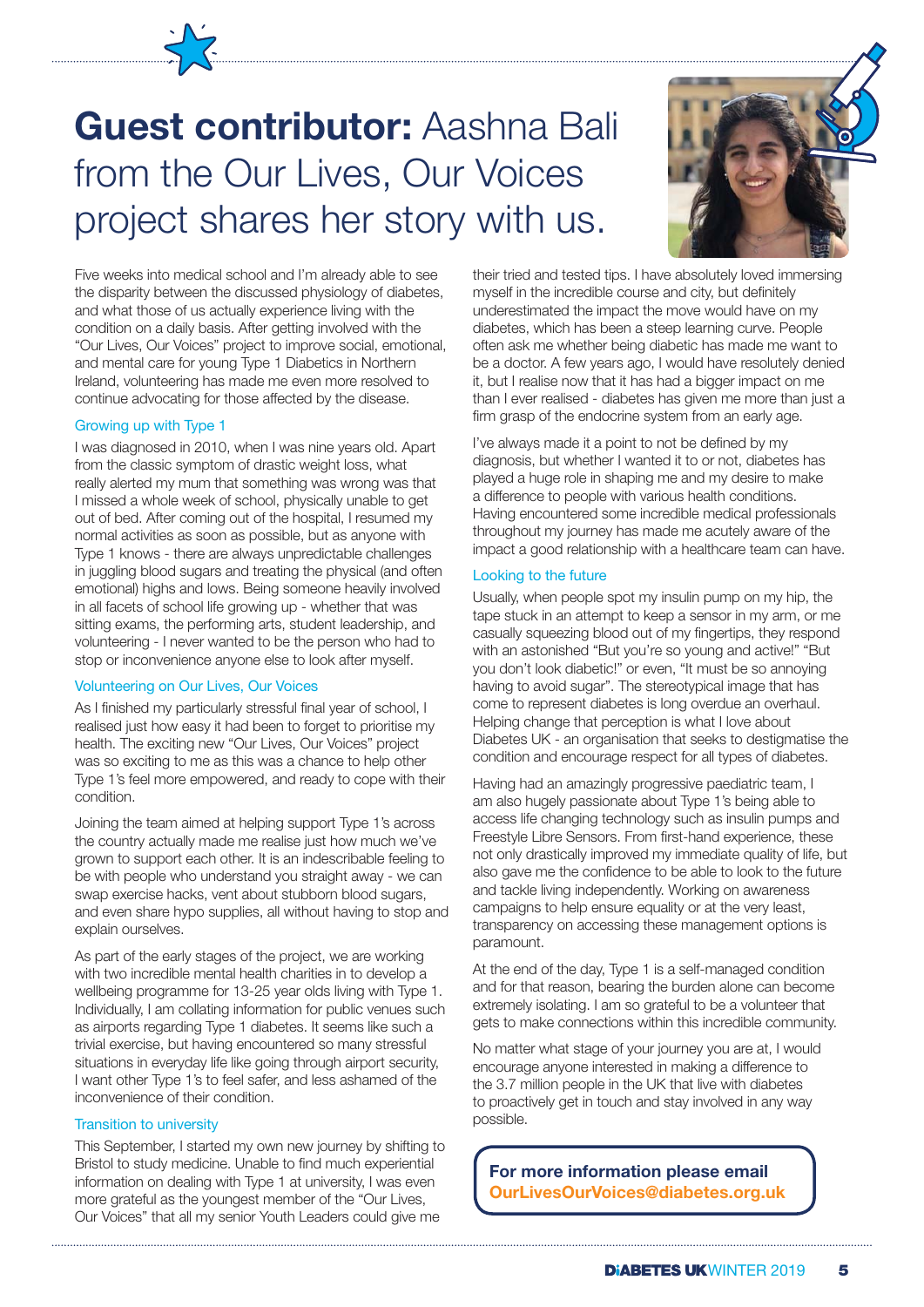# **Guest contributor:** Aashna Bali from the Our Lives, Our Voices project shares her story with us.

Five weeks into medical school and I'm already able to see the disparity between the discussed physiology of diabetes, and what those of us actually experience living with the condition on a daily basis. After getting involved with the "Our Lives, Our Voices" project to improve social, emotional, and mental care for young Type 1 Diabetics in Northern Ireland, volunteering has made me even more resolved to continue advocating for those affected by the disease.

### Growing up with Type 1

I was diagnosed in 2010, when I was nine years old. Apart from the classic symptom of drastic weight loss, what really alerted my mum that something was wrong was that I missed a whole week of school, physically unable to get out of bed. After coming out of the hospital, I resumed my normal activities as soon as possible, but as anyone with Type 1 knows - there are always unpredictable challenges in juggling blood sugars and treating the physical (and often emotional) highs and lows. Being someone heavily involved in all facets of school life growing up - whether that was sitting exams, the performing arts, student leadership, and volunteering - I never wanted to be the person who had to stop or inconvenience anyone else to look after myself.

### Volunteering on Our Lives, Our Voices

As I finished my particularly stressful final year of school, I realised just how easy it had been to forget to prioritise my health. The exciting new "Our Lives, Our Voices" project was so exciting to me as this was a chance to help other Type 1's feel more empowered, and ready to cope with their condition.

Joining the team aimed at helping support Type 1's across the country actually made me realise just how much we've grown to support each other. It is an indescribable feeling to be with people who understand you straight away - we can swap exercise hacks, vent about stubborn blood sugars, and even share hypo supplies, all without having to stop and explain ourselves.

As part of the early stages of the project, we are working with two incredible mental health charities in to develop a wellbeing programme for 13-25 year olds living with Type 1. Individually, I am collating information for public venues such as airports regarding Type 1 diabetes. It seems like such a trivial exercise, but having encountered so many stressful situations in everyday life like going through airport security, I want other Type 1's to feel safer, and less ashamed of the inconvenience of their condition.

### Transition to university

This September, I started my own new journey by shifting to Bristol to study medicine. Unable to find much experiential information on dealing with Type 1 at university, I was even more grateful as the youngest member of the "Our Lives, Our Voices" that all my senior Youth Leaders could give me their tried and tested tips. I have absolutely loved immersing myself in the incredible course and city, but definitely underestimated the impact the move would have on my diabetes, which has been a steep learning curve. People often ask me whether being diabetic has made me want to be a doctor. A few years ago, I would have resolutely denied it, but I realise now that it has had a bigger impact on me than I ever realised - diabetes has given me more than just a firm grasp of the endocrine system from an early age.

I've always made it a point to not be defined by my diagnosis, but whether I wanted it to or not, diabetes has played a huge role in shaping me and my desire to make a difference to people with various health conditions. Having encountered some incredible medical professionals throughout my journey has made me acutely aware of the impact a good relationship with a healthcare team can have.

### Looking to the future

Usually, when people spot my insulin pump on my hip, the tape stuck in an attempt to keep a sensor in my arm, or me casually squeezing blood out of my fingertips, they respond with an astonished "But you're so young and active!" "But you don't look diabetic!" or even, "It must be so annoying having to avoid sugar". The stereotypical image that has come to represent diabetes is long overdue an overhaul. Helping change that perception is what I love about Diabetes UK - an organisation that seeks to destigmatise the condition and encourage respect for all types of diabetes.

Having had an amazingly progressive paediatric team, I am also hugely passionate about Type 1's being able to access life changing technology such as insulin pumps and Freestyle Libre Sensors. From first-hand experience, these not only drastically improved my immediate quality of life, but also gave me the confidence to be able to look to the future and tackle living independently. Working on awareness campaigns to help ensure equality or at the very least, transparency on accessing these management options is paramount.

At the end of the day, Type 1 is a self-managed condition and for that reason, bearing the burden alone can become extremely isolating. I am so grateful to be a volunteer that gets to make connections within this incredible community.

No matter what stage of your journey you are at, I would encourage anyone interested in making a difference to the 3.7 million people in the UK that live with diabetes to proactively get in touch and stay involved in any way possible.

**For more information please email OurLivesOurVoices@diabetes.org.uk**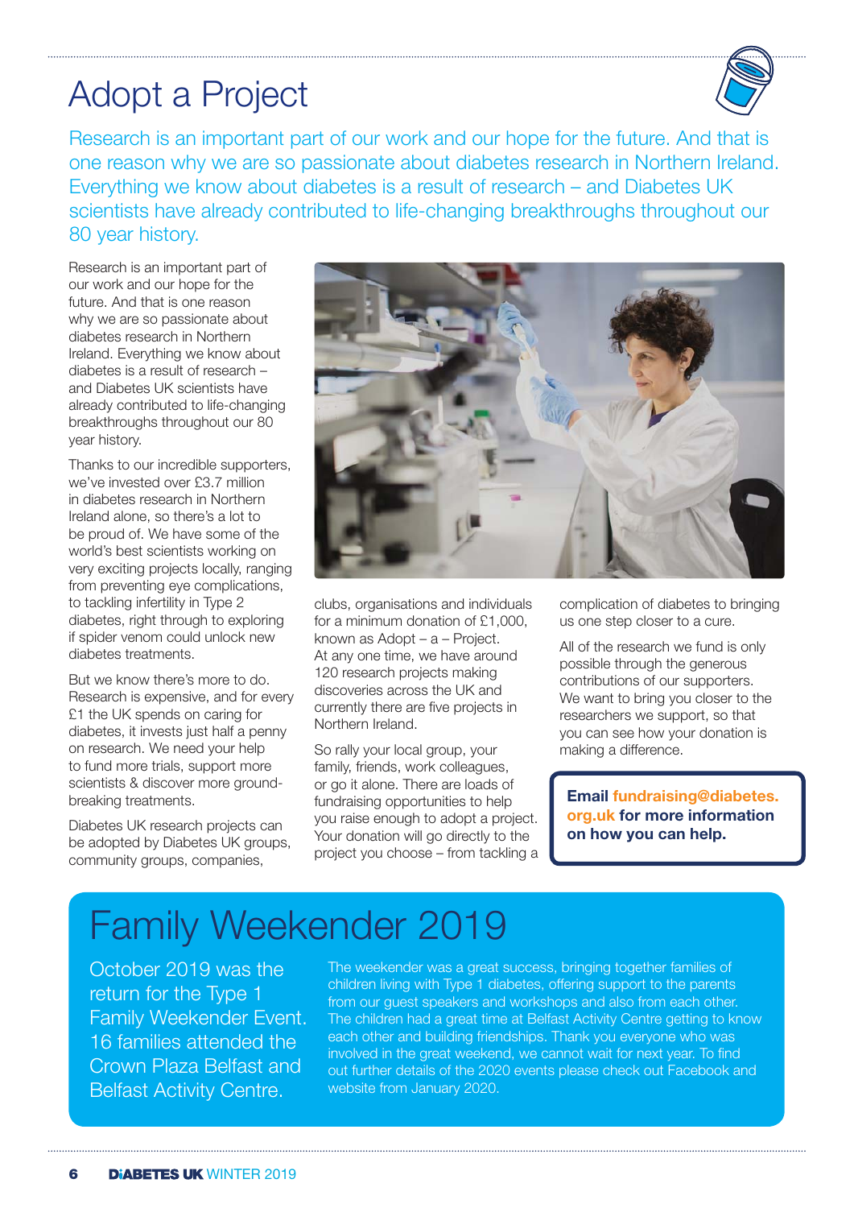# Adopt a Project

Research is an important part of our work and our hope for the future. And that is one reason why we are so passionate about diabetes research in Northern Ireland. Everything we know about diabetes is a result of research – and Diabetes UK scientists have already contributed to life-changing breakthroughs throughout our 80 year history.

Research is an important part of our work and our hope for the future. And that is one reason why we are so passionate about diabetes research in Northern Ireland. Everything we know about diabetes is a result of research – and Diabetes UK scientists have already contributed to life-changing breakthroughs throughout our 80 year history.

Thanks to our incredible supporters, we've invested over £3.7 million in diabetes research in Northern Ireland alone, so there's a lot to be proud of. We have some of the world's best scientists working on very exciting projects locally, ranging from preventing eye complications, to tackling infertility in Type 2 diabetes, right through to exploring if spider venom could unlock new diabetes treatments.

But we know there's more to do. Research is expensive, and for every £1 the UK spends on caring for diabetes, it invests just half a penny on research. We need your help to fund more trials, support more scientists & discover more ground-breaking treatments.

Diabetes UK research projects can be adopted by Diabetes UK groups, community groups, companies, clubs, organisations and individuals for a minimum donation of £1,000, known as Adopt – a – Project. At any one time, we have around 120 research projects making discoveries across the UK and currently there are five projects in Northern Ireland.

So rally your local group, your family, friends, work colleagues, or go it alone. There are loads of fundraising opportunities to help you raise enough to adopt a project. Your donation will go directly to the project you choose – from tackling a complication of diabetes to bringing us one step closer to a cure.

All of the research we fund is only possible through the generous contributions of our supporters. We want to bring you closer to the researchers we support, so that you can see how your donation is making a difference.

**Email fundraising@diabetes.org.uk for more information on how you can help.**

# Family Weekender 2019

October 2019 was the return for the Type 1 Family Weekender Event. 16 families attended the Crown Plaza Belfast and Belfast Activity Centre.

The weekender was a great success, bringing together families of children living with Type 1 diabetes, offering support to the parents from our guest speakers and workshops and also from each other. The children had a great time at Belfast Activity Centre getting to know each other and building friendships. Thank you everyone who was involved in the great weekend, we cannot wait for next year. To find out further details of the 2020 events please check out Facebook and website from January 2020.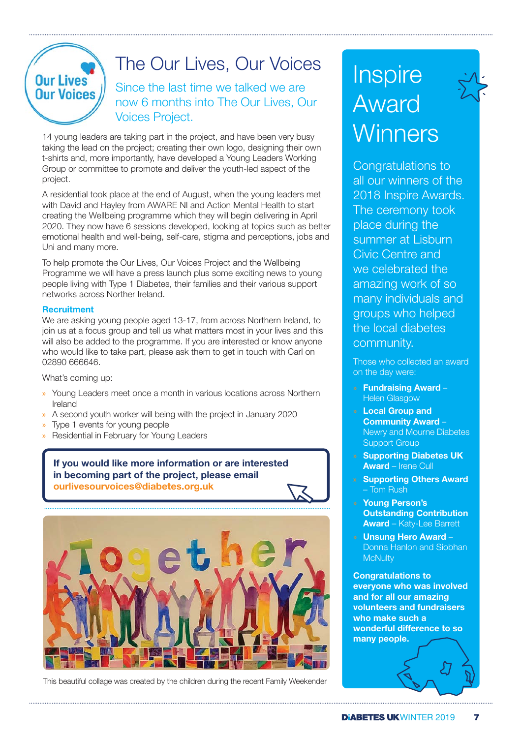# The Our Lives, Our Voices

## Since the last time we talked we are now 6 months into The Our Lives, Our Voices Project.

14 young leaders are taking part in the project, and have been very busy taking the lead on the project; creating their own logo, designing their own t-shirts and, more importantly, have developed a Young Leaders Working Group or committee to promote and deliver the youth-led aspect of the project.

A residential took place at the end of August, when the young leaders met with David and Hayley from AWARE NI and Action Mental Health to start creating the Wellbeing programme which they will begin delivering in April 2020. They now have 6 sessions developed, looking at topics such as better emotional health and well-being, self-care, stigma and perceptions, jobs and Uni and many more.

To help promote the Our Lives, Our Voices Project and the Wellbeing Programme we will have a press launch plus some exciting news to young people living with Type 1 Diabetes, their families and their various support networks across Norther Ireland.

### Recruitment

We are asking young people aged 13-17, from across Northern Ireland, to join us at a focus group and tell us what matters most in your lives and this will also be added to the programme. If you are interested or know anyone who would like to take part, please ask them to get in touch with Carl on 02890 666646.

What's coming up:

- Young Leaders meet once a month in various locations across Northern Ireland
- A second youth worker will being with the project in January 2020
- Type 1 events for young people
- Residential in February for Young Leaders

**If you would like more information or are interested in becoming part of the project, please email ourlivesourvoices@diabetes.org.uk**

This beautiful collage was created by the children during the recent Family Weekender

# Inspire Award Winners

Congratulations to all our winners of the 2018 Inspire Awards. The ceremony took place during the summer at Lisburn Civic Centre and we celebrated the amazing work of so many individuals and groups who helped the local diabetes community.

Those who collected an award on the day were:

- **Fundraising Award** – Helen Glasgow
- **Local Group and Community Award** – Newry and Mourne Diabetes Support Group
- **Supporting Diabetes UK Award** – Irene Cull
- **Supporting Others Award** – Tom Rush
- **Young Person's Outstanding Contribution Award** – Katy-Lee Barrett
- **Unsung Hero Award** – Donna Hanlon and Siobhan McNulty

**Congratulations to everyone who was involved and for all our amazing volunteers and fundraisers who make such a wonderful difference to so many people.**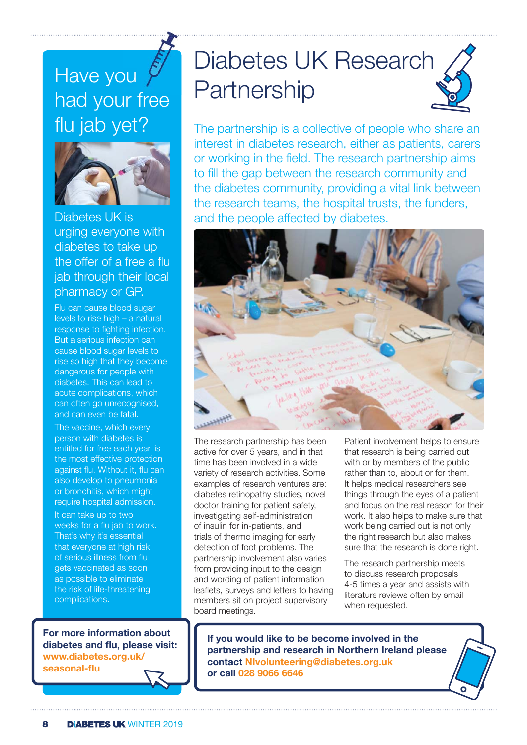# Have you had your free flu jab yet?

Diabetes UK is urging everyone with diabetes to take up the offer of a free a flu jab through their local pharmacy or GP.

Flu can cause blood sugar levels to rise high – a natural response to fighting infection. But a serious infection can cause blood sugar levels to rise so high that they become dangerous for people with diabetes. This can lead to acute complications, which can often go unrecognised, and can even be fatal.

The vaccine, which every person with diabetes is entitled for free each year, is the most effective protection against flu. Without it, flu can also develop to pneumonia or bronchitis, which might require hospital admission.

It can take up to two weeks for a flu jab to work. That's why it's essential that everyone at high risk of serious illness from flu gets vaccinated as soon as possible to eliminate the risk of life-threatening complications.

**For more information about diabetes and flu, please visit: www.diabetes.org.uk/seasonal-flu**

# Diabetes UK Research Partnership

The partnership is a collective of people who share an interest in diabetes research, either as patients, carers or working in the field. The research partnership aims to fill the gap between the research community and the diabetes community, providing a vital link between the research teams, the hospital trusts, the funders, and the people affected by diabetes.

The research partnership has been active for over 5 years, and in that time has been involved in a wide variety of research activities. Some examples of research ventures are: diabetes retinopathy studies, novel doctor training for patient safety, investigating self-administration of insulin for in-patients, and trials of thermo imaging for early detection of foot problems. The partnership involvement also varies from providing input to the design and wording of patient information leaflets, surveys and letters to having members sit on project supervisory board meetings.

Patient involvement helps to ensure that research is being carried out with or by members of the public rather than to, about or for them. It helps medical researchers see things through the eyes of a patient and focus on the real reason for their work. It also helps to make sure that work being carried out is not only the right research but also makes sure that the research is done right.

The research partnership meets to discuss research proposals 4-5 times a year and assists with literature reviews often by email when requested.

**If you would like to be become involved in the partnership and research in Northern Ireland please contact NIvolunteering@diabetes.org.uk or call 028 9066 6646**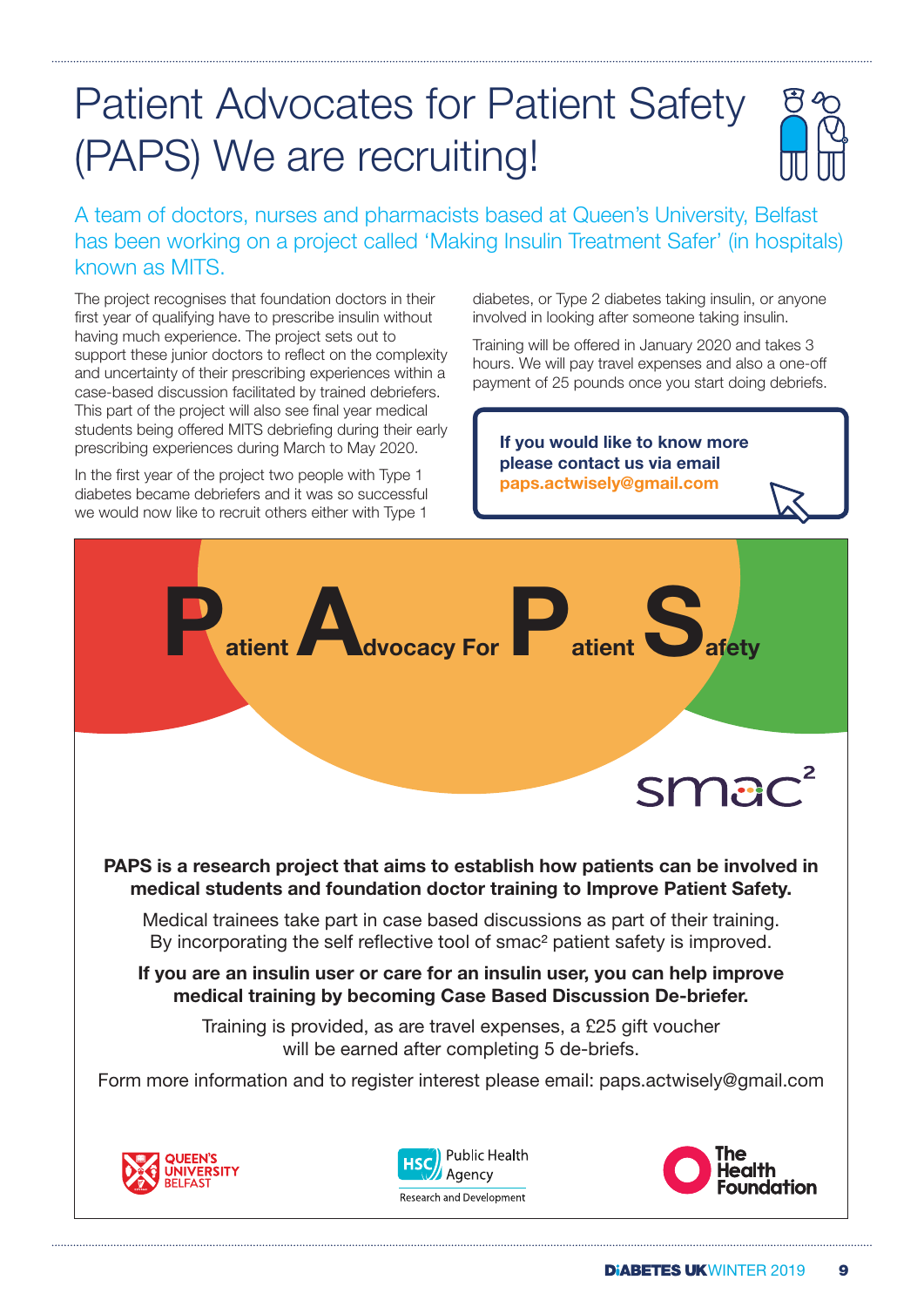# Patient Advocates for Patient Safety (PAPS) We are recruiting!

A team of doctors, nurses and pharmacists based at Queen's University, Belfast has been working on a project called 'Making Insulin Treatment Safer' (in hospitals) known as MITS.

The project recognises that foundation doctors in their first year of qualifying have to prescribe insulin without having much experience. The project sets out to support these junior doctors to reflect on the complexity and uncertainty of their prescribing experiences within a case-based discussion facilitated by trained debriefers. This part of the project will also see final year medical students being offered MITS debriefing during their early prescribing experiences during March to May 2020.

In the first year of the project two people with Type 1 diabetes became debriefers and it was so successful we would now like to recruit others either with Type 1 diabetes, or Type 2 diabetes taking insulin, or anyone involved in looking after someone taking insulin.

Training will be offered in January 2020 and takes 3 hours. We will pay travel expenses and also a one-off payment of 25 pounds once you start doing debriefs.

**If you would like to know more please contact us via email paps.actwisely@gmail.com**

---

## Patient Advocacy For Patient Safety

smac²

**PAPS is a research project that aims to establish how patients can be involved in medical students and foundation doctor training to Improve Patient Safety.**

Medical trainees take part in case based discussions as part of their training. By incorporating the self reflective tool of smac² patient safety is improved.

**If you are an insulin user or care for an insulin user, you can help improve medical training by becoming Case Based Discussion De-briefer.**

Training is provided, as are travel expenses, a £25 gift voucher will be earned after completing 5 de-briefs.

Form more information and to register interest please email: paps.actwisely@gmail.com

Queen's University Belfast | HSC Public Health Agency Research and Development | The Health Foundation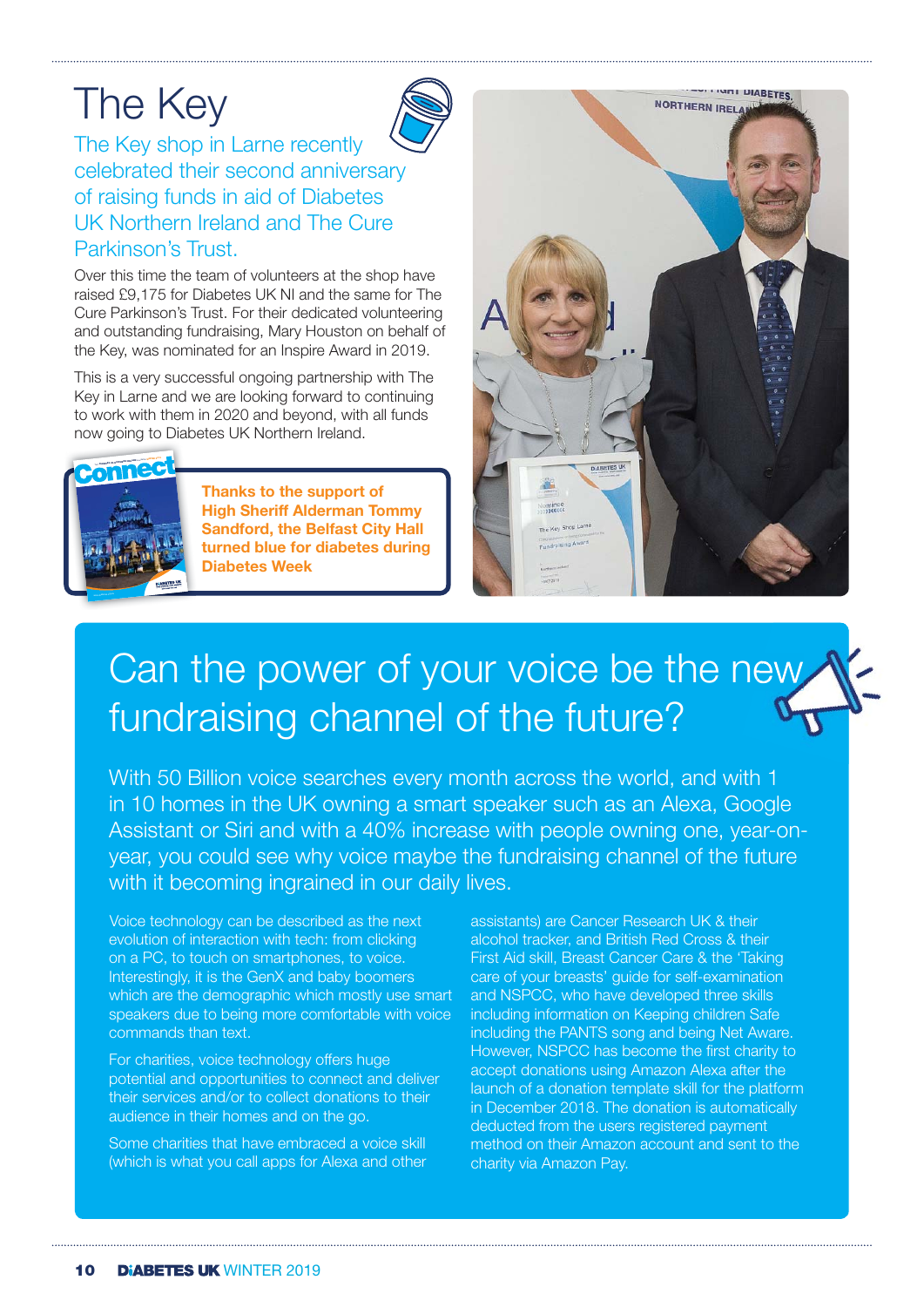# The Key

## The Key shop in Larne recently celebrated their second anniversary of raising funds in aid of Diabetes UK Northern Ireland and The Cure Parkinson's Trust.

Over this time the team of volunteers at the shop have raised £9,175 for Diabetes UK NI and the same for The Cure Parkinson's Trust. For their dedicated volunteering and outstanding fundraising, Mary Houston on behalf of the Key, was nominated for an Inspire Award in 2019.

This is a very successful ongoing partnership with The Key in Larne and we are looking forward to continuing to work with them in 2020 and beyond, with all funds now going to Diabetes UK Northern Ireland.

**Thanks to the support of High Sheriff Alderman Tommy Sandford, the Belfast City Hall turned blue for diabetes during Diabetes Week**

# Can the power of your voice be the new fundraising channel of the future?

With 50 Billion voice searches every month across the world, and with 1 in 10 homes in the UK owning a smart speaker such as an Alexa, Google Assistant or Siri and with a 40% increase with people owning one, year-on-year, you could see why voice maybe the fundraising channel of the future with it becoming ingrained in our daily lives.

Voice technology can be described as the next evolution of interaction with tech: from clicking on a PC, to touch on smartphones, to voice. Interestingly, it is the GenX and baby boomers which are the demographic which mostly use smart speakers due to being more comfortable with voice commands than text.

For charities, voice technology offers huge potential and opportunities to connect and deliver their services and/or to collect donations to their audience in their homes and on the go.

Some charities that have embraced a voice skill (which is what you call apps for Alexa and other assistants) are Cancer Research UK & their alcohol tracker, and British Red Cross & their First Aid skill, Breast Cancer Care & the 'Taking care of your breasts' guide for self-examination and NSPCC, who have developed three skills including information on Keeping children Safe including the PANTS song and being Net Aware. However, NSPCC has become the first charity to accept donations using Amazon Alexa after the launch of a donation template skill for the platform in December 2018. The donation is automatically deducted from the users registered payment method on their Amazon account and sent to the charity via Amazon Pay.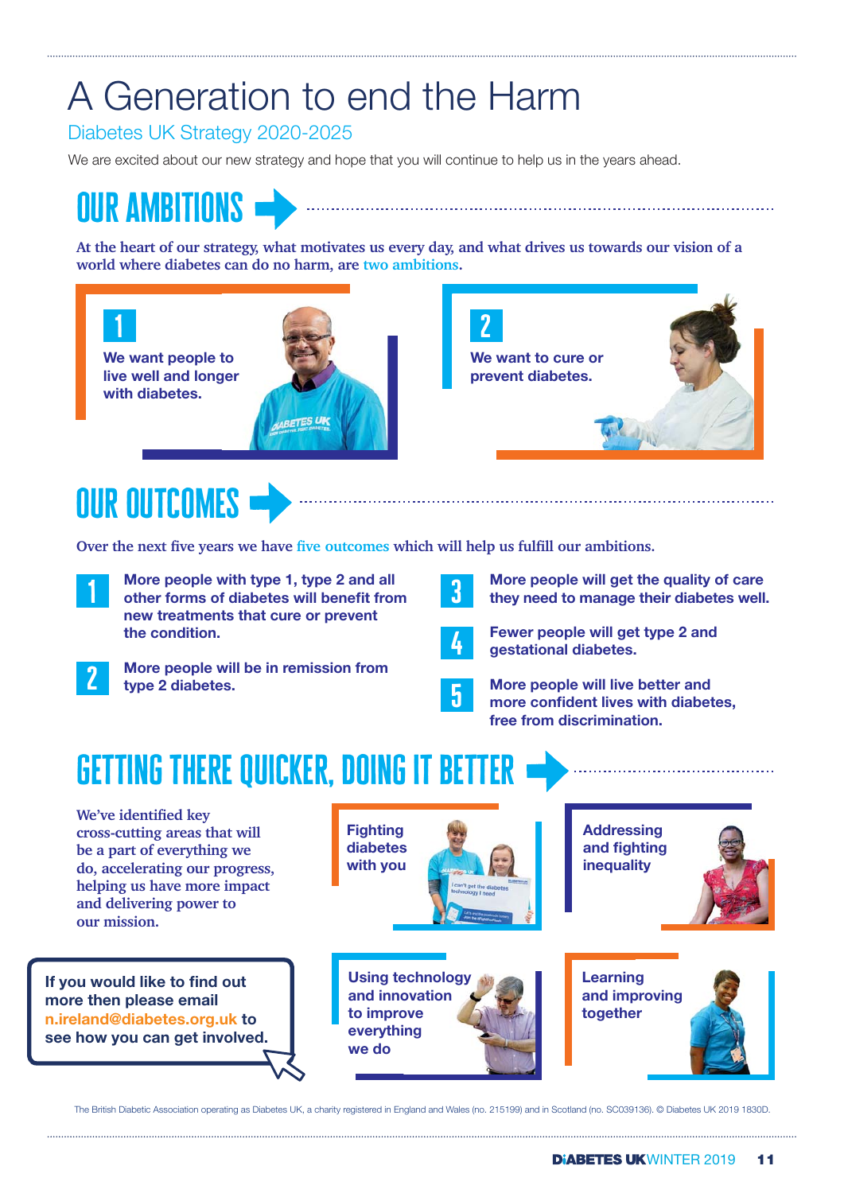# A Generation to end the Harm

## Diabetes UK Strategy 2020-2025

We are excited about our new strategy and hope that you will continue to help us in the years ahead.

## OUR AMBITIONS

**At the heart of our strategy, what motivates us every day, and what drives us towards our vision of a world where diabetes can do no harm, are two ambitions.**

**1** **We want people to live well and longer with diabetes.**

**2** **We want to cure or prevent diabetes.**

## OUR OUTCOMES

**Over the next five years we have five outcomes which will help us fulfill our ambitions.**

1. **More people with type 1, type 2 and all other forms of diabetes will benefit from new treatments that cure or prevent the condition.**
2. **More people will be in remission from type 2 diabetes.**
3. **More people will get the quality of care they need to manage their diabetes well.**
4. **Fewer people will get type 2 and gestational diabetes.**
5. **More people will live better and more confident lives with diabetes, free from discrimination.**

## GETTING THERE QUICKER, DOING IT BETTER

**We've identified key cross-cutting areas that will be a part of everything we do, accelerating our progress, helping us have more impact and delivering power to our mission.**

- **Fighting diabetes with you**
- **Addressing and fighting inequality**
- **Using technology and innovation to improve everything we do**
- **Learning and improving together**

**If you would like to find out more then please email n.ireland@diabetes.org.uk to see how you can get involved.**

The British Diabetic Association operating as Diabetes UK, a charity registered in England and Wales (no. 215199) and in Scotland (no. SC039136). © Diabetes UK 2019 1830D.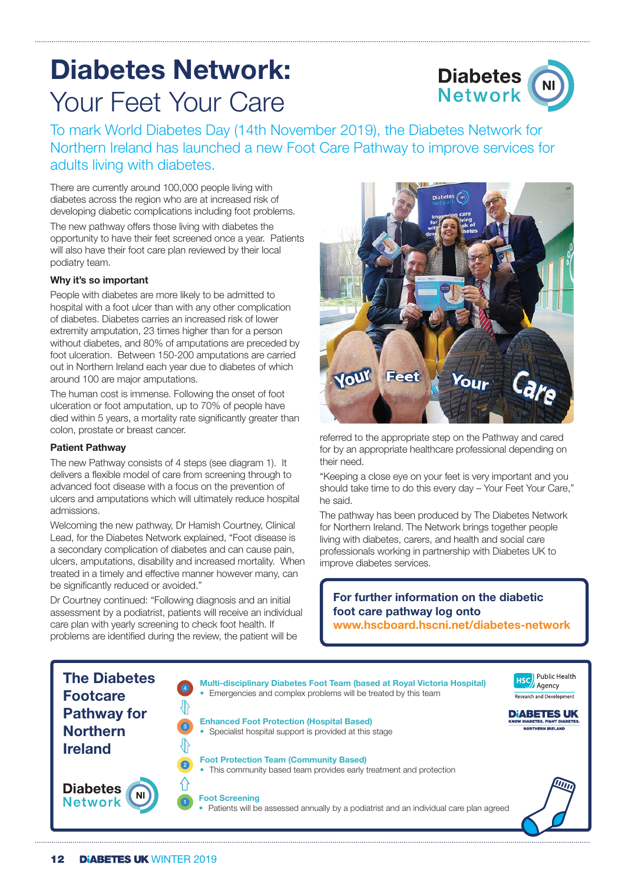# Diabetes Network: Your Feet Your Care

To mark World Diabetes Day (14th November 2019), the Diabetes Network for Northern Ireland has launched a new Foot Care Pathway to improve services for adults living with diabetes.

There are currently around 100,000 people living with diabetes across the region who are at increased risk of developing diabetic complications including foot problems.

The new pathway offers those living with diabetes the opportunity to have their feet screened once a year. Patients will also have their foot care plan reviewed by their local podiatry team.

### Why it's so important

People with diabetes are more likely to be admitted to hospital with a foot ulcer than with any other complication of diabetes. Diabetes carries an increased risk of lower extremity amputation, 23 times higher than for a person without diabetes, and 80% of amputations are preceded by foot ulceration. Between 150-200 amputations are carried out in Northern Ireland each year due to diabetes of which around 100 are major amputations.

The human cost is immense. Following the onset of foot ulceration or foot amputation, up to 70% of people have died within 5 years, a mortality rate significantly greater than colon, prostate or breast cancer.

### Patient Pathway

The new Pathway consists of 4 steps (see diagram 1). It delivers a flexible model of care from screening through to advanced foot disease with a focus on the prevention of ulcers and amputations which will ultimately reduce hospital admissions.

Welcoming the new pathway, Dr Hamish Courtney, Clinical Lead, for the Diabetes Network explained, "Foot disease is a secondary complication of diabetes and can cause pain, ulcers, amputations, disability and increased mortality. When treated in a timely and effective manner however many, can be significantly reduced or avoided."

Dr Courtney continued: "Following diagnosis and an initial assessment by a podiatrist, patients will receive an individual care plan with yearly screening to check foot health. If problems are identified during the review, the patient will be referred to the appropriate step on the Pathway and cared for by an appropriate healthcare professional depending on their need.

"Keeping a close eye on your feet is very important and you should take time to do this every day – Your Feet Your Care," he said.

The pathway has been produced by The Diabetes Network for Northern Ireland. The Network brings together people living with diabetes, carers, and health and social care professionals working in partnership with Diabetes UK to improve diabetes services.

**For further information on the diabetic foot care pathway log onto www.hscboard.hscni.net/diabetes-network**

## The Diabetes Footcare Pathway for Northern Ireland

**4 – Multi-disciplinary Diabetes Foot Team (based at Royal Victoria Hospital)**
- Emergencies and complex problems will be treated by this team

**3 – Enhanced Foot Protection (Hospital Based)**
- Specialist hospital support is provided at this stage

**2 – Foot Protection Team (Community Based)**
- This community based team provides early treatment and protection

**1 – Foot Screening**
- Patients will be assessed annually by a podiatrist and an individual care plan agreed

HSC Public Health Agency – Research and Development

DIABETES UK – KNOW DIABETES. FIGHT DIABETES. – NORTHERN IRELAND

Diabetes Network NI